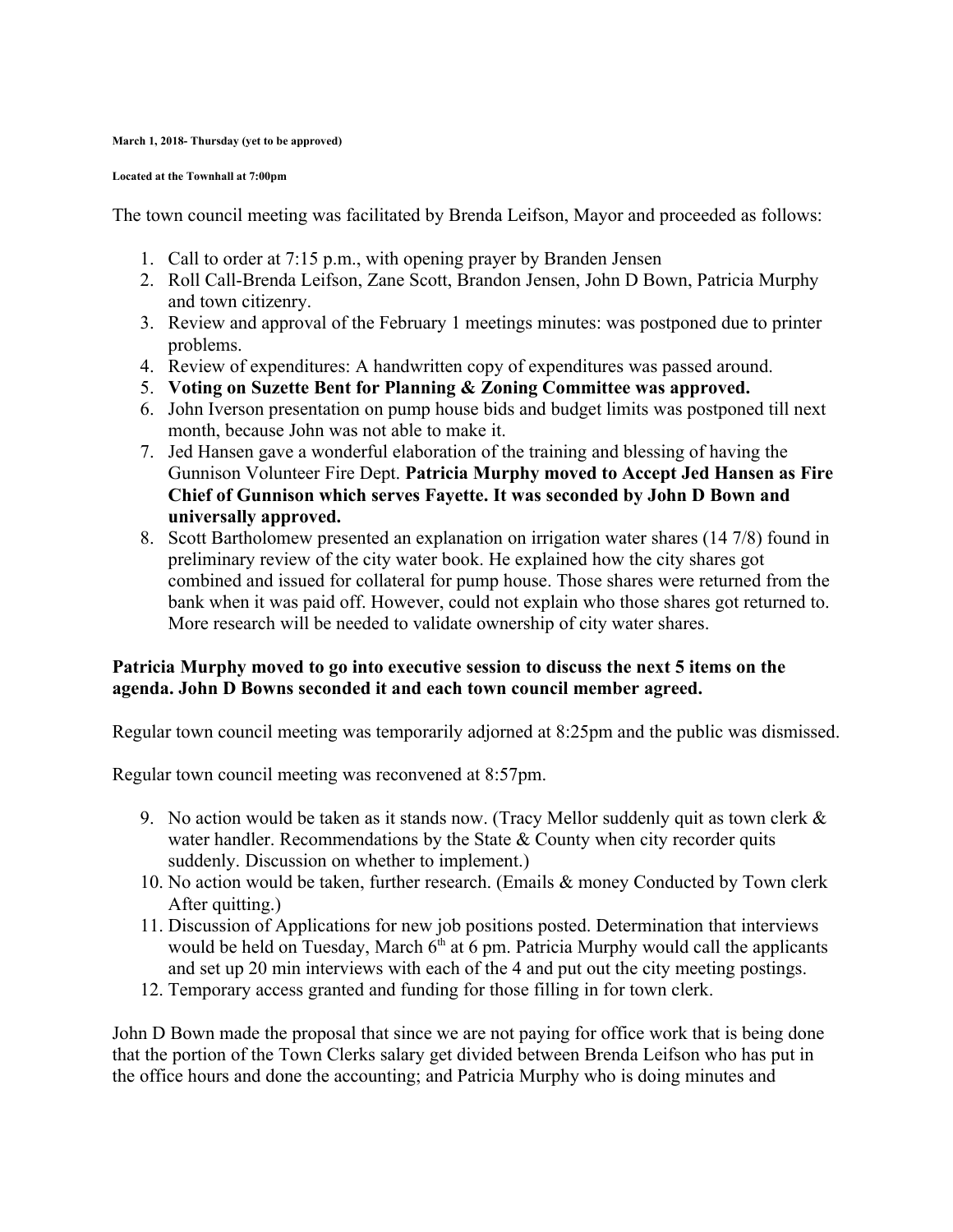**March 1, 2018- Thursday (yet to be approved)**

**Located at the Townhall at 7:00pm**

The town council meeting was facilitated by Brenda Leifson, Mayor and proceeded as follows:

1. Call to order at 7:15 p.m., with opening prayer by Branden Jensen
2. Roll Call-Brenda Leifson, Zane Scott, Brandon Jensen, John D Bown, Patricia Murphy and town citizenry.
3. Review and approval of the February 1 meetings minutes: was postponed due to printer problems.
4. Review of expenditures: A handwritten copy of expenditures was passed around.
5. **Voting on Suzette Bent for Planning & Zoning Committee was approved.**
6. John Iverson presentation on pump house bids and budget limits was postponed till next month, because John was not able to make it.
7. Jed Hansen gave a wonderful elaboration of the training and blessing of having the Gunnison Volunteer Fire Dept. **Patricia Murphy moved to Accept Jed Hansen as Fire Chief of Gunnison which serves Fayette. It was seconded by John D Bown and universally approved.**
8. Scott Bartholomew presented an explanation on irrigation water shares (14 7/8) found in preliminary review of the city water book. He explained how the city shares got combined and issued for collateral for pump house. Those shares were returned from the bank when it was paid off. However, could not explain who those shares got returned to. More research will be needed to validate ownership of city water shares.

**Patricia Murphy moved to go into executive session to discuss the next 5 items on the agenda. John D Bowns seconded it and each town council member agreed.**

Regular town council meeting was temporarily adjorned at 8:25pm and the public was dismissed.

Regular town council meeting was reconvened at 8:57pm.

9. No action would be taken as it stands now. (Tracy Mellor suddenly quit as town clerk & water handler. Recommendations by the State & County when city recorder quits suddenly. Discussion on whether to implement.)
10. No action would be taken, further research. (Emails & money Conducted by Town clerk After quitting.)
11. Discussion of Applications for new job positions posted. Determination that interviews would be held on Tuesday, March 6th at 6 pm. Patricia Murphy would call the applicants and set up 20 min interviews with each of the 4 and put out the city meeting postings.
12. Temporary access granted and funding for those filling in for town clerk.

John D Bown made the proposal that since we are not paying for office work that is being done that the portion of the Town Clerks salary get divided between Brenda Leifson who has put in the office hours and done the accounting; and Patricia Murphy who is doing minutes and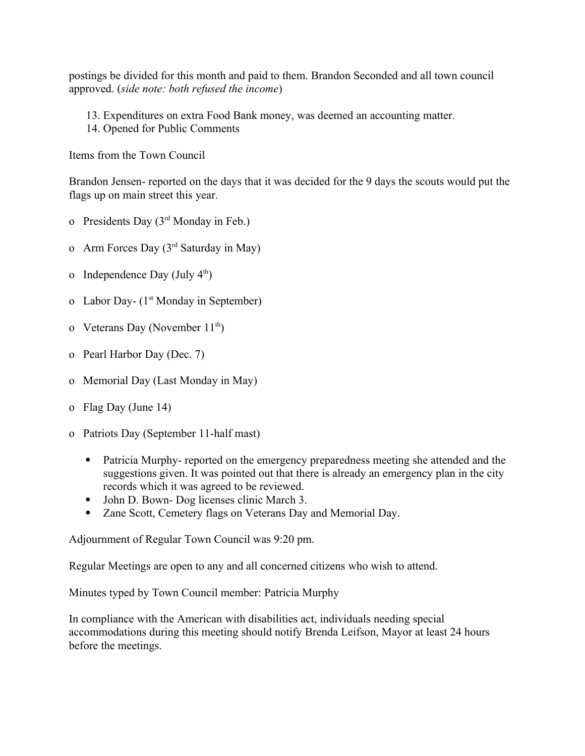postings be divided for this month and paid to them. Brandon Seconded and all town council approved. (*side note: both refused the income*)

13. Expenditures on extra Food Bank money, was deemed an accounting matter.
14. Opened for Public Comments

Items from the Town Council

Brandon Jensen- reported on the days that it was decided for the 9 days the scouts would put the flags up on main street this year.

- Presidents Day (3rd Monday in Feb.)
- Arm Forces Day (3rd Saturday in May)
- Independence Day (July 4th)
- Labor Day- (1st Monday in September)
- Veterans Day (November 11th)
- Pearl Harbor Day (Dec. 7)
- Memorial Day (Last Monday in May)
- Flag Day (June 14)
- Patriots Day (September 11-half mast)

  - Patricia Murphy- reported on the emergency preparedness meeting she attended and the suggestions given. It was pointed out that there is already an emergency plan in the city records which it was agreed to be reviewed.
  - John D. Bown- Dog licenses clinic March 3.
  - Zane Scott, Cemetery flags on Veterans Day and Memorial Day.

Adjournment of Regular Town Council was 9:20 pm.

Regular Meetings are open to any and all concerned citizens who wish to attend.

Minutes typed by Town Council member: Patricia Murphy

In compliance with the American with disabilities act, individuals needing special accommodations during this meeting should notify Brenda Leifson, Mayor at least 24 hours before the meetings.